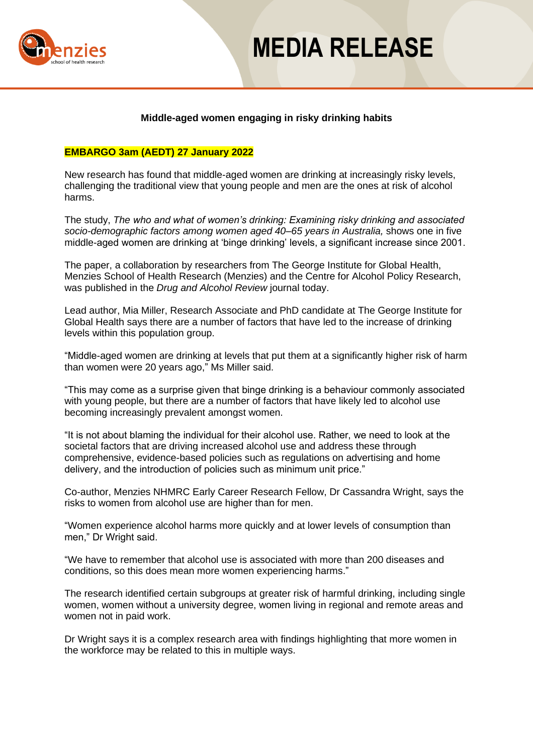# MEDIA RELEASE

**Middle-aged women engaging in risky drinking habits**

**EMBARGO 3am (AEDT) 27 January 2022**

New research has found that middle-aged women are drinking at increasingly risky levels, challenging the traditional view that young people and men are the ones at risk of alcohol harms.

The study, *The who and what of women's drinking: Examining risky drinking and associated socio-demographic factors among women aged 40–65 years in Australia,* shows one in five middle-aged women are drinking at 'binge drinking' levels, a significant increase since 2001.

The paper, a collaboration by researchers from The George Institute for Global Health, Menzies School of Health Research (Menzies) and the Centre for Alcohol Policy Research, was published in the *Drug and Alcohol Review* journal today.

Lead author, Mia Miller, Research Associate and PhD candidate at The George Institute for Global Health says there are a number of factors that have led to the increase of drinking levels within this population group.

"Middle-aged women are drinking at levels that put them at a significantly higher risk of harm than women were 20 years ago," Ms Miller said.

"This may come as a surprise given that binge drinking is a behaviour commonly associated with young people, but there are a number of factors that have likely led to alcohol use becoming increasingly prevalent amongst women.

"It is not about blaming the individual for their alcohol use. Rather, we need to look at the societal factors that are driving increased alcohol use and address these through comprehensive, evidence-based policies such as regulations on advertising and home delivery, and the introduction of policies such as minimum unit price."

Co-author, Menzies NHMRC Early Career Research Fellow, Dr Cassandra Wright, says the risks to women from alcohol use are higher than for men.

"Women experience alcohol harms more quickly and at lower levels of consumption than men," Dr Wright said.

"We have to remember that alcohol use is associated with more than 200 diseases and conditions, so this does mean more women experiencing harms."

The research identified certain subgroups at greater risk of harmful drinking, including single women, women without a university degree, women living in regional and remote areas and women not in paid work.

Dr Wright says it is a complex research area with findings highlighting that more women in the workforce may be related to this in multiple ways.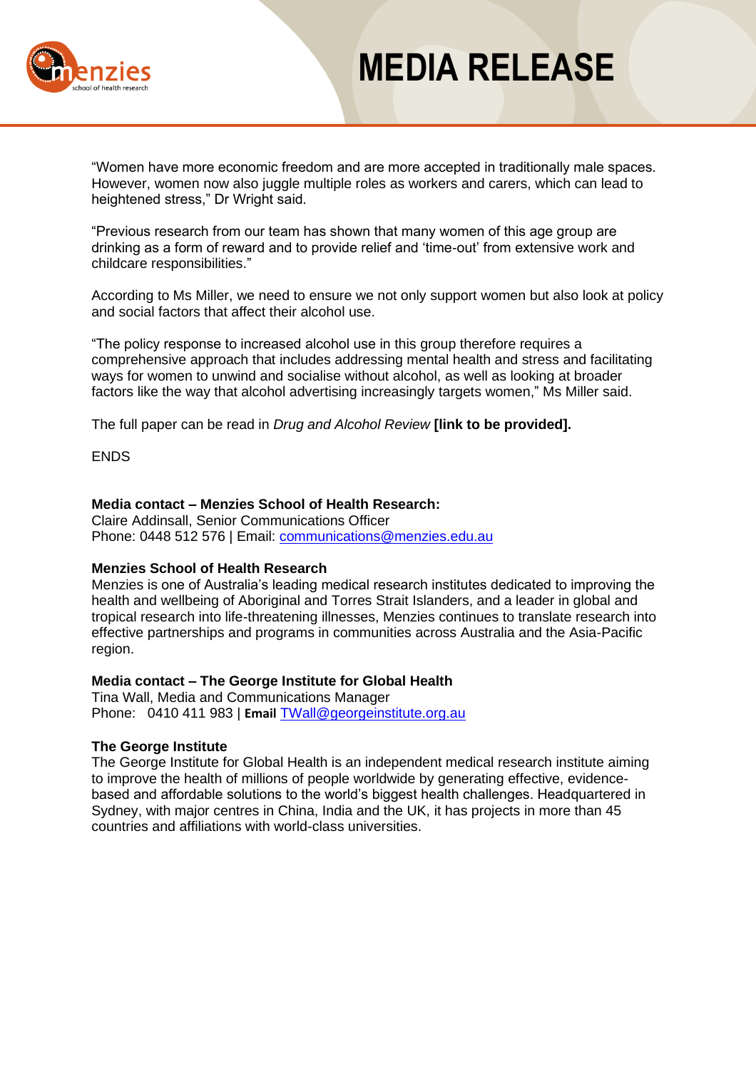"Women have more economic freedom and are more accepted in traditionally male spaces. However, women now also juggle multiple roles as workers and carers, which can lead to heightened stress," Dr Wright said.

"Previous research from our team has shown that many women of this age group are drinking as a form of reward and to provide relief and 'time-out' from extensive work and childcare responsibilities."

According to Ms Miller, we need to ensure we not only support women but also look at policy and social factors that affect their alcohol use.

"The policy response to increased alcohol use in this group therefore requires a comprehensive approach that includes addressing mental health and stress and facilitating ways for women to unwind and socialise without alcohol, as well as looking at broader factors like the way that alcohol advertising increasingly targets women," Ms Miller said.

The full paper can be read in *Drug and Alcohol Review* **[link to be provided].**

ENDS

**Media contact – Menzies School of Health Research:**
Claire Addinsall, Senior Communications Officer
Phone: 0448 512 576 | Email: communications@menzies.edu.au

**Menzies School of Health Research**
Menzies is one of Australia's leading medical research institutes dedicated to improving the health and wellbeing of Aboriginal and Torres Strait Islanders, and a leader in global and tropical research into life-threatening illnesses, Menzies continues to translate research into effective partnerships and programs in communities across Australia and the Asia-Pacific region.

**Media contact – The George Institute for Global Health**
Tina Wall, Media and Communications Manager
Phone: 0410 411 983 | **Email** TWall@georgeinstitute.org.au

**The George Institute**
The George Institute for Global Health is an independent medical research institute aiming to improve the health of millions of people worldwide by generating effective, evidence-based and affordable solutions to the world's biggest health challenges. Headquartered in Sydney, with major centres in China, India and the UK, it has projects in more than 45 countries and affiliations with world-class universities.